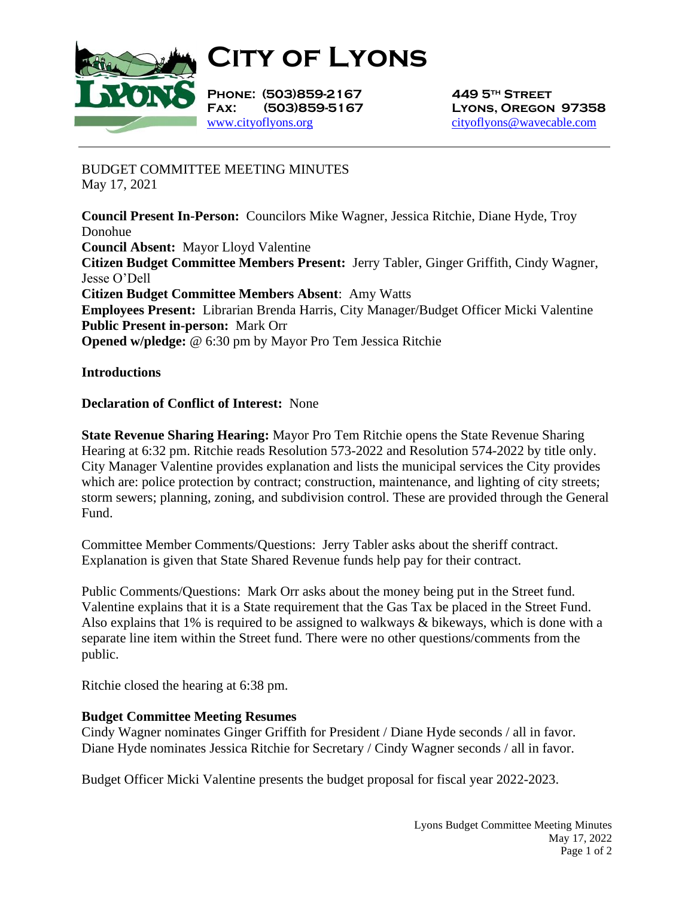# City of Lyons

**Phone: (503)859-2167**
**Fax: (503)859-5167**
www.cityoflyons.org

**449 5th Street**
**Lyons, Oregon 97358**
cityoflyons@wavecable.com

---

BUDGET COMMITTEE MEETING MINUTES
May 17, 2021

**Council Present In-Person:** Councilors Mike Wagner, Jessica Ritchie, Diane Hyde, Troy Donohue
**Council Absent:** Mayor Lloyd Valentine
**Citizen Budget Committee Members Present:** Jerry Tabler, Ginger Griffith, Cindy Wagner, Jesse O'Dell
**Citizen Budget Committee Members Absent**: Amy Watts
**Employees Present:** Librarian Brenda Harris, City Manager/Budget Officer Micki Valentine
**Public Present in-person:** Mark Orr
**Opened w/pledge:** @ 6:30 pm by Mayor Pro Tem Jessica Ritchie

**Introductions**

**Declaration of Conflict of Interest:** None

**State Revenue Sharing Hearing:** Mayor Pro Tem Ritchie opens the State Revenue Sharing Hearing at 6:32 pm. Ritchie reads Resolution 573-2022 and Resolution 574-2022 by title only. City Manager Valentine provides explanation and lists the municipal services the City provides which are: police protection by contract; construction, maintenance, and lighting of city streets; storm sewers; planning, zoning, and subdivision control. These are provided through the General Fund.

Committee Member Comments/Questions: Jerry Tabler asks about the sheriff contract. Explanation is given that State Shared Revenue funds help pay for their contract.

Public Comments/Questions: Mark Orr asks about the money being put in the Street fund. Valentine explains that it is a State requirement that the Gas Tax be placed in the Street Fund. Also explains that 1% is required to be assigned to walkways & bikeways, which is done with a separate line item within the Street fund. There were no other questions/comments from the public.

Ritchie closed the hearing at 6:38 pm.

**Budget Committee Meeting Resumes**
Cindy Wagner nominates Ginger Griffith for President / Diane Hyde seconds / all in favor.
Diane Hyde nominates Jessica Ritchie for Secretary / Cindy Wagner seconds / all in favor.

Budget Officer Micki Valentine presents the budget proposal for fiscal year 2022-2023.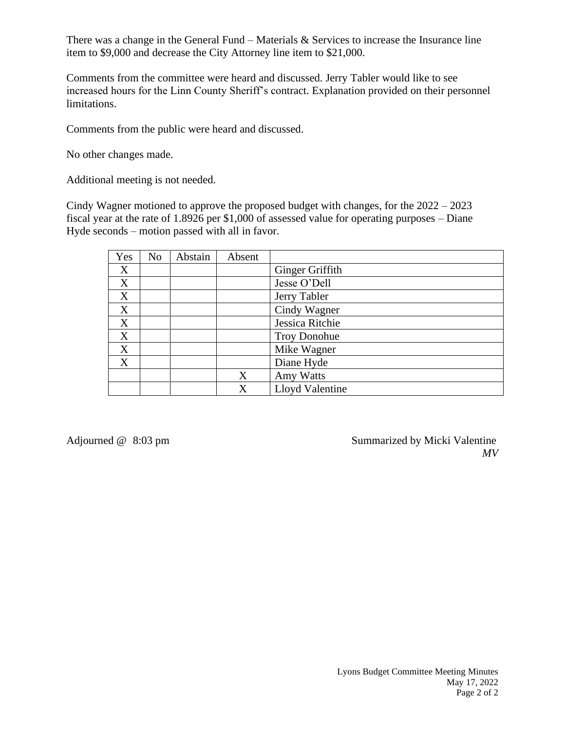There was a change in the General Fund – Materials & Services to increase the Insurance line item to $9,000 and decrease the City Attorney line item to $21,000.

Comments from the committee were heard and discussed. Jerry Tabler would like to see increased hours for the Linn County Sheriff's contract. Explanation provided on their personnel limitations.

Comments from the public were heard and discussed.

No other changes made.

Additional meeting is not needed.

Cindy Wagner motioned to approve the proposed budget with changes, for the 2022 – 2023 fiscal year at the rate of 1.8926 per $1,000 of assessed value for operating purposes – Diane Hyde seconds – motion passed with all in favor.

| Yes | No | Abstain | Absent | |
|---|---|---|---|---|
| X | | | | Ginger Griffith |
| X | | | | Jesse O'Dell |
| X | | | | Jerry Tabler |
| X | | | | Cindy Wagner |
| X | | | | Jessica Ritchie |
| X | | | | Troy Donohue |
| X | | | | Mike Wagner |
| X | | | | Diane Hyde |
| | | | X | Amy Watts |
| | | | X | Lloyd Valentine |

Adjourned @ 8:03 pm

Summarized by Micki Valentine
*MV*